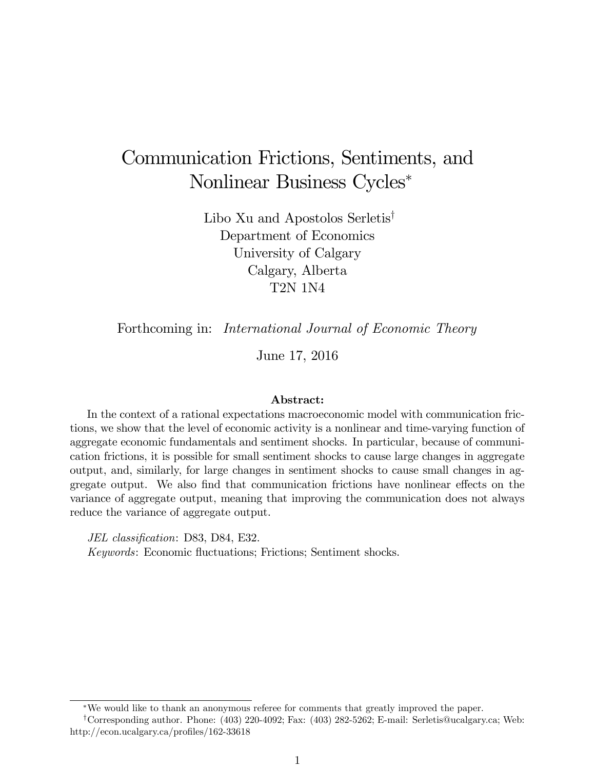# Communication Frictions, Sentiments, and Nonlinear Business Cycles*

Libo Xu and Apostolos Serletis†
Department of Economics
University of Calgary
Calgary, Alberta
T2N 1N4

Forthcoming in: *International Journal of Economic Theory*

June 17, 2016

**Abstract:**

In the context of a rational expectations macroeconomic model with communication frictions, we show that the level of economic activity is a nonlinear and time-varying function of aggregate economic fundamentals and sentiment shocks. In particular, because of communication frictions, it is possible for small sentiment shocks to cause large changes in aggregate output, and, similarly, for large changes in sentiment shocks to cause small changes in aggregate output. We also find that communication frictions have nonlinear effects on the variance of aggregate output, meaning that improving the communication does not always reduce the variance of aggregate output.

*JEL classification*: D83, D84, E32.

*Keywords*: Economic fluctuations; Frictions; Sentiment shocks.

---

*We would like to thank an anonymous referee for comments that greatly improved the paper.

†Corresponding author. Phone: (403) 220-4092; Fax: (403) 282-5262; E-mail: Serletis@ucalgary.ca; Web: http://econ.ucalgary.ca/profiles/162-33618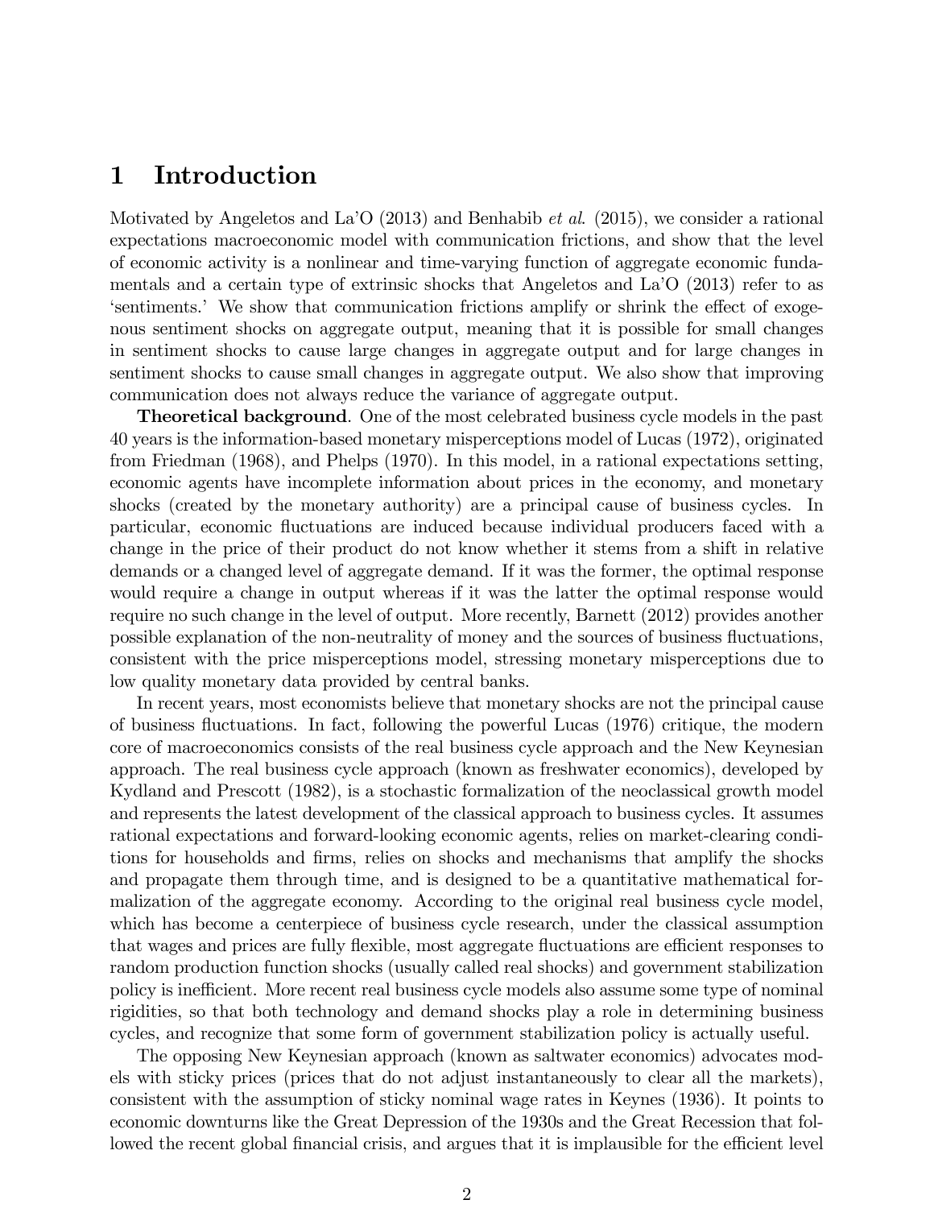# 1 Introduction

Motivated by Angeletos and La'O (2013) and Benhabib *et al.* (2015), we consider a rational expectations macroeconomic model with communication frictions, and show that the level of economic activity is a nonlinear and time-varying function of aggregate economic fundamentals and a certain type of extrinsic shocks that Angeletos and La'O (2013) refer to as 'sentiments.' We show that communication frictions amplify or shrink the effect of exogenous sentiment shocks on aggregate output, meaning that it is possible for small changes in sentiment shocks to cause large changes in aggregate output and for large changes in sentiment shocks to cause small changes in aggregate output. We also show that improving communication does not always reduce the variance of aggregate output.

**Theoretical background**. One of the most celebrated business cycle models in the past 40 years is the information-based monetary misperceptions model of Lucas (1972), originated from Friedman (1968), and Phelps (1970). In this model, in a rational expectations setting, economic agents have incomplete information about prices in the economy, and monetary shocks (created by the monetary authority) are a principal cause of business cycles. In particular, economic fluctuations are induced because individual producers faced with a change in the price of their product do not know whether it stems from a shift in relative demands or a changed level of aggregate demand. If it was the former, the optimal response would require a change in output whereas if it was the latter the optimal response would require no such change in the level of output. More recently, Barnett (2012) provides another possible explanation of the non-neutrality of money and the sources of business fluctuations, consistent with the price misperceptions model, stressing monetary misperceptions due to low quality monetary data provided by central banks.

In recent years, most economists believe that monetary shocks are not the principal cause of business fluctuations. In fact, following the powerful Lucas (1976) critique, the modern core of macroeconomics consists of the real business cycle approach and the New Keynesian approach. The real business cycle approach (known as freshwater economics), developed by Kydland and Prescott (1982), is a stochastic formalization of the neoclassical growth model and represents the latest development of the classical approach to business cycles. It assumes rational expectations and forward-looking economic agents, relies on market-clearing conditions for households and firms, relies on shocks and mechanisms that amplify the shocks and propagate them through time, and is designed to be a quantitative mathematical formalization of the aggregate economy. According to the original real business cycle model, which has become a centerpiece of business cycle research, under the classical assumption that wages and prices are fully flexible, most aggregate fluctuations are efficient responses to random production function shocks (usually called real shocks) and government stabilization policy is inefficient. More recent real business cycle models also assume some type of nominal rigidities, so that both technology and demand shocks play a role in determining business cycles, and recognize that some form of government stabilization policy is actually useful.

The opposing New Keynesian approach (known as saltwater economics) advocates models with sticky prices (prices that do not adjust instantaneously to clear all the markets), consistent with the assumption of sticky nominal wage rates in Keynes (1936). It points to economic downturns like the Great Depression of the 1930s and the Great Recession that followed the recent global financial crisis, and argues that it is implausible for the efficient level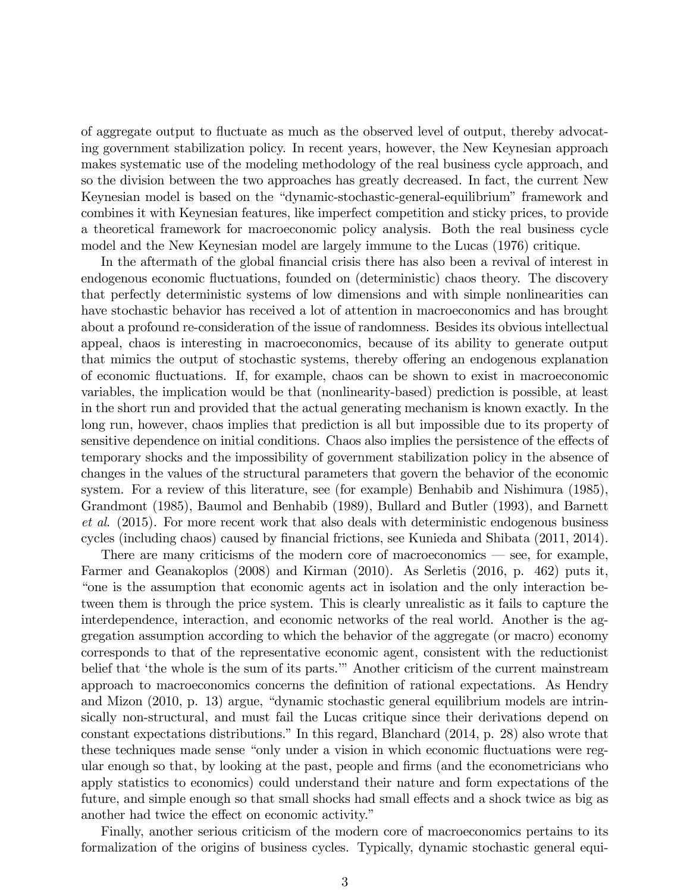of aggregate output to fluctuate as much as the observed level of output, thereby advocating government stabilization policy. In recent years, however, the New Keynesian approach makes systematic use of the modeling methodology of the real business cycle approach, and so the division between the two approaches has greatly decreased. In fact, the current New Keynesian model is based on the "dynamic-stochastic-general-equilibrium" framework and combines it with Keynesian features, like imperfect competition and sticky prices, to provide a theoretical framework for macroeconomic policy analysis. Both the real business cycle model and the New Keynesian model are largely immune to the Lucas (1976) critique.

In the aftermath of the global financial crisis there has also been a revival of interest in endogenous economic fluctuations, founded on (deterministic) chaos theory. The discovery that perfectly deterministic systems of low dimensions and with simple nonlinearities can have stochastic behavior has received a lot of attention in macroeconomics and has brought about a profound re-consideration of the issue of randomness. Besides its obvious intellectual appeal, chaos is interesting in macroeconomics, because of its ability to generate output that mimics the output of stochastic systems, thereby offering an endogenous explanation of economic fluctuations. If, for example, chaos can be shown to exist in macroeconomic variables, the implication would be that (nonlinearity-based) prediction is possible, at least in the short run and provided that the actual generating mechanism is known exactly. In the long run, however, chaos implies that prediction is all but impossible due to its property of sensitive dependence on initial conditions. Chaos also implies the persistence of the effects of temporary shocks and the impossibility of government stabilization policy in the absence of changes in the values of the structural parameters that govern the behavior of the economic system. For a review of this literature, see (for example) Benhabib and Nishimura (1985), Grandmont (1985), Baumol and Benhabib (1989), Bullard and Butler (1993), and Barnett *et al*. (2015). For more recent work that also deals with deterministic endogenous business cycles (including chaos) caused by financial frictions, see Kunieda and Shibata (2011, 2014).

There are many criticisms of the modern core of macroeconomics — see, for example, Farmer and Geanakoplos (2008) and Kirman (2010). As Serletis (2016, p. 462) puts it, "one is the assumption that economic agents act in isolation and the only interaction between them is through the price system. This is clearly unrealistic as it fails to capture the interdependence, interaction, and economic networks of the real world. Another is the aggregation assumption according to which the behavior of the aggregate (or macro) economy corresponds to that of the representative economic agent, consistent with the reductionist belief that 'the whole is the sum of its parts.'" Another criticism of the current mainstream approach to macroeconomics concerns the definition of rational expectations. As Hendry and Mizon (2010, p. 13) argue, "dynamic stochastic general equilibrium models are intrinsically non-structural, and must fail the Lucas critique since their derivations depend on constant expectations distributions." In this regard, Blanchard (2014, p. 28) also wrote that these techniques made sense "only under a vision in which economic fluctuations were regular enough so that, by looking at the past, people and firms (and the econometricians who apply statistics to economics) could understand their nature and form expectations of the future, and simple enough so that small shocks had small effects and a shock twice as big as another had twice the effect on economic activity."

Finally, another serious criticism of the modern core of macroeconomics pertains to its formalization of the origins of business cycles. Typically, dynamic stochastic general equi-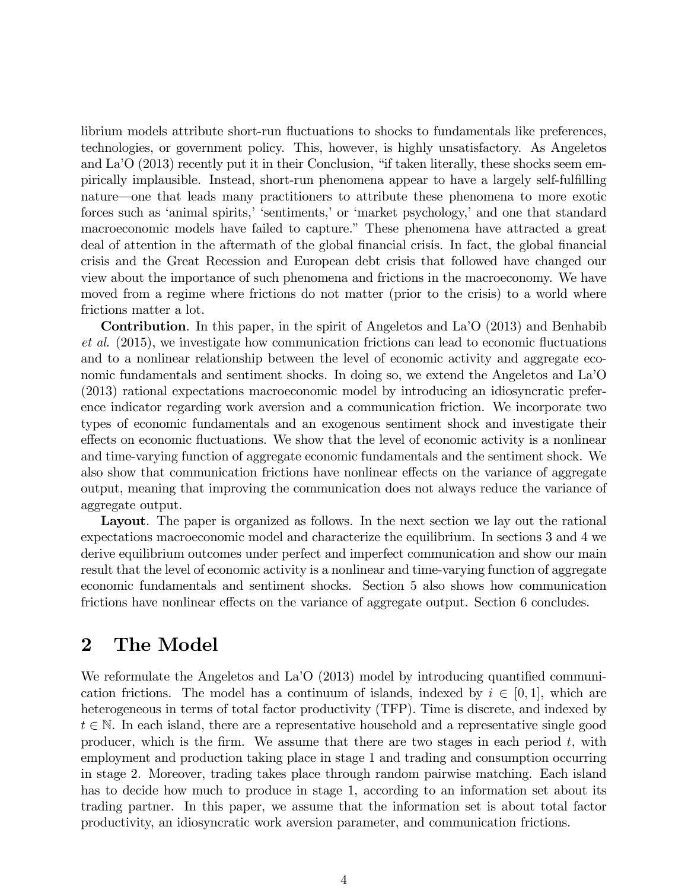librium models attribute short-run fluctuations to shocks to fundamentals like preferences, technologies, or government policy. This, however, is highly unsatisfactory. As Angeletos and La'O (2013) recently put it in their Conclusion, "if taken literally, these shocks seem empirically implausible. Instead, short-run phenomena appear to have a largely self-fulfilling nature—one that leads many practitioners to attribute these phenomena to more exotic forces such as 'animal spirits,' 'sentiments,' or 'market psychology,' and one that standard macroeconomic models have failed to capture." These phenomena have attracted a great deal of attention in the aftermath of the global financial crisis. In fact, the global financial crisis and the Great Recession and European debt crisis that followed have changed our view about the importance of such phenomena and frictions in the macroeconomy. We have moved from a regime where frictions do not matter (prior to the crisis) to a world where frictions matter a lot.

**Contribution**. In this paper, in the spirit of Angeletos and La'O (2013) and Benhabib *et al*. (2015), we investigate how communication frictions can lead to economic fluctuations and to a nonlinear relationship between the level of economic activity and aggregate economic fundamentals and sentiment shocks. In doing so, we extend the Angeletos and La'O (2013) rational expectations macroeconomic model by introducing an idiosyncratic preference indicator regarding work aversion and a communication friction. We incorporate two types of economic fundamentals and an exogenous sentiment shock and investigate their effects on economic fluctuations. We show that the level of economic activity is a nonlinear and time-varying function of aggregate economic fundamentals and the sentiment shock. We also show that communication frictions have nonlinear effects on the variance of aggregate output, meaning that improving the communication does not always reduce the variance of aggregate output.

**Layout**. The paper is organized as follows. In the next section we lay out the rational expectations macroeconomic model and characterize the equilibrium. In sections 3 and 4 we derive equilibrium outcomes under perfect and imperfect communication and show our main result that the level of economic activity is a nonlinear and time-varying function of aggregate economic fundamentals and sentiment shocks. Section 5 also shows how communication frictions have nonlinear effects on the variance of aggregate output. Section 6 concludes.

# 2 The Model

We reformulate the Angeletos and La'O (2013) model by introducing quantified communication frictions. The model has a continuum of islands, indexed by $i \in [0, 1]$, which are heterogeneous in terms of total factor productivity (TFP). Time is discrete, and indexed by $t \in \mathbb{N}$. In each island, there are a representative household and a representative single good producer, which is the firm. We assume that there are two stages in each period $t$, with employment and production taking place in stage 1 and trading and consumption occurring in stage 2. Moreover, trading takes place through random pairwise matching. Each island has to decide how much to produce in stage 1, according to an information set about its trading partner. In this paper, we assume that the information set is about total factor productivity, an idiosyncratic work aversion parameter, and communication frictions.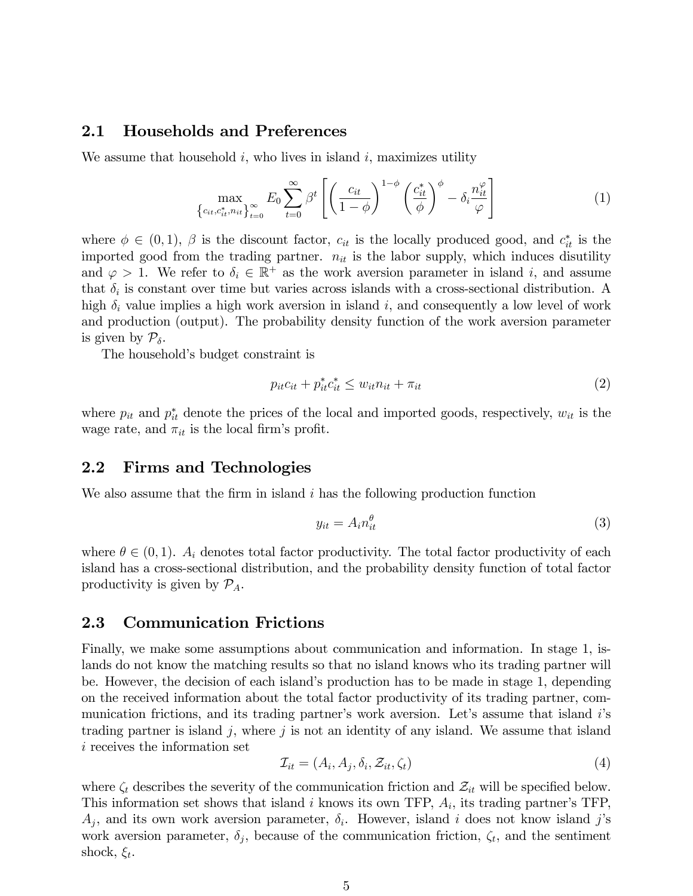### 2.1 Households and Preferences

We assume that household $i$, who lives in island $i$, maximizes utility

$$\max_{\{c_{it}, c^*_{it}, n_{it}\}_{t=0}^{\infty}} E_0 \sum_{t=0}^{\infty} \beta^t \left[ \left( \frac{c_{it}}{1-\phi} \right)^{1-\phi} \left( \frac{c^*_{it}}{\phi} \right)^{\phi} - \delta_i \frac{n_{it}^{\varphi}}{\varphi} \right] \tag{1}$$

where $\phi \in (0,1)$, $\beta$ is the discount factor, $c_{it}$ is the locally produced good, and $c^*_{it}$ is the imported good from the trading partner. $n_{it}$ is the labor supply, which induces disutility and $\varphi > 1$. We refer to $\delta_i \in \mathbb{R}^+$ as the work aversion parameter in island $i$, and assume that $\delta_i$ is constant over time but varies across islands with a cross-sectional distribution. A high $\delta_i$ value implies a high work aversion in island $i$, and consequently a low level of work and production (output). The probability density function of the work aversion parameter is given by $\mathcal{P}_\delta$.

The household's budget constraint is

$$p_{it} c_{it} + p^*_{it} c^*_{it} \leq w_{it} n_{it} + \pi_{it} \tag{2}$$

where $p_{it}$ and $p^*_{it}$ denote the prices of the local and imported goods, respectively, $w_{it}$ is the wage rate, and $\pi_{it}$ is the local firm's profit.

### 2.2 Firms and Technologies

We also assume that the firm in island $i$ has the following production function

$$y_{it} = A_i n_{it}^{\theta} \tag{3}$$

where $\theta \in (0,1)$. $A_i$ denotes total factor productivity. The total factor productivity of each island has a cross-sectional distribution, and the probability density function of total factor productivity is given by $\mathcal{P}_A$.

### 2.3 Communication Frictions

Finally, we make some assumptions about communication and information. In stage 1, islands do not know the matching results so that no island knows who its trading partner will be. However, the decision of each island's production has to be made in stage 1, depending on the received information about the total factor productivity of its trading partner, communication frictions, and its trading partner's work aversion. Let's assume that island $i$'s trading partner is island $j$, where $j$ is not an identity of any island. We assume that island $i$ receives the information set

$$\mathcal{I}_{it} = (A_i, A_j, \delta_i, \mathcal{Z}_{it}, \zeta_t) \tag{4}$$

where $\zeta_t$ describes the severity of the communication friction and $\mathcal{Z}_{it}$ will be specified below. This information set shows that island $i$ knows its own TFP, $A_i$, its trading partner's TFP, $A_j$, and its own work aversion parameter, $\delta_i$. However, island $i$ does not know island $j$'s work aversion parameter, $\delta_j$, because of the communication friction, $\zeta_t$, and the sentiment shock, $\xi_t$.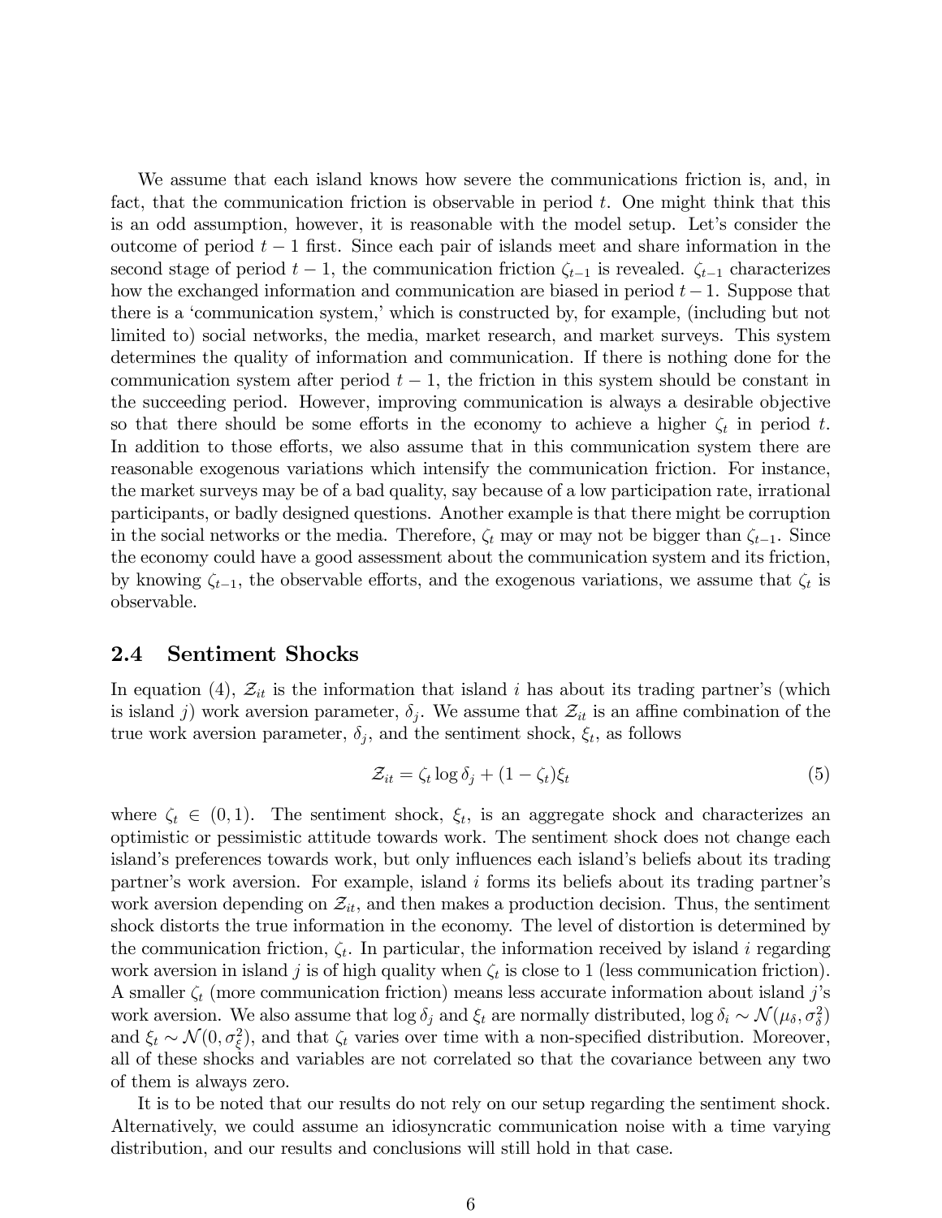We assume that each island knows how severe the communications friction is, and, in fact, that the communication friction is observable in period $t$. One might think that this is an odd assumption, however, it is reasonable with the model setup. Let's consider the outcome of period $t-1$ first. Since each pair of islands meet and share information in the second stage of period $t-1$, the communication friction $\zeta_{t-1}$ is revealed. $\zeta_{t-1}$ characterizes how the exchanged information and communication are biased in period $t-1$. Suppose that there is a 'communication system,' which is constructed by, for example, (including but not limited to) social networks, the media, market research, and market surveys. This system determines the quality of information and communication. If there is nothing done for the communication system after period $t-1$, the friction in this system should be constant in the succeeding period. However, improving communication is always a desirable objective so that there should be some efforts in the economy to achieve a higher $\zeta_t$ in period $t$. In addition to those efforts, we also assume that in this communication system there are reasonable exogenous variations which intensify the communication friction. For instance, the market surveys may be of a bad quality, say because of a low participation rate, irrational participants, or badly designed questions. Another example is that there might be corruption in the social networks or the media. Therefore, $\zeta_t$ may or may not be bigger than $\zeta_{t-1}$. Since the economy could have a good assessment about the communication system and its friction, by knowing $\zeta_{t-1}$, the observable efforts, and the exogenous variations, we assume that $\zeta_t$ is observable.

### 2.4 Sentiment Shocks

In equation (4), $\mathcal{Z}_{it}$ is the information that island $i$ has about its trading partner's (which is island $j$) work aversion parameter, $\delta_j$. We assume that $\mathcal{Z}_{it}$ is an affine combination of the true work aversion parameter, $\delta_j$, and the sentiment shock, $\xi_t$, as follows

$$\mathcal{Z}_{it} = \zeta_t \log \delta_j + (1 - \zeta_t)\xi_t \tag{5}$$

where $\zeta_t \in (0, 1)$. The sentiment shock, $\xi_t$, is an aggregate shock and characterizes an optimistic or pessimistic attitude towards work. The sentiment shock does not change each island's preferences towards work, but only influences each island's beliefs about its trading partner's work aversion. For example, island $i$ forms its beliefs about its trading partner's work aversion depending on $\mathcal{Z}_{it}$, and then makes a production decision. Thus, the sentiment shock distorts the true information in the economy. The level of distortion is determined by the communication friction, $\zeta_t$. In particular, the information received by island $i$ regarding work aversion in island $j$ is of high quality when $\zeta_t$ is close to 1 (less communication friction). A smaller $\zeta_t$ (more communication friction) means less accurate information about island $j$'s work aversion. We also assume that $\log \delta_j$ and $\xi_t$ are normally distributed, $\log \delta_i \sim \mathcal{N}(\mu_\delta, \sigma_\delta^2)$ and $\xi_t \sim \mathcal{N}(0, \sigma_\xi^2)$, and that $\zeta_t$ varies over time with a non-specified distribution. Moreover, all of these shocks and variables are not correlated so that the covariance between any two of them is always zero.

It is to be noted that our results do not rely on our setup regarding the sentiment shock. Alternatively, we could assume an idiosyncratic communication noise with a time varying distribution, and our results and conclusions will still hold in that case.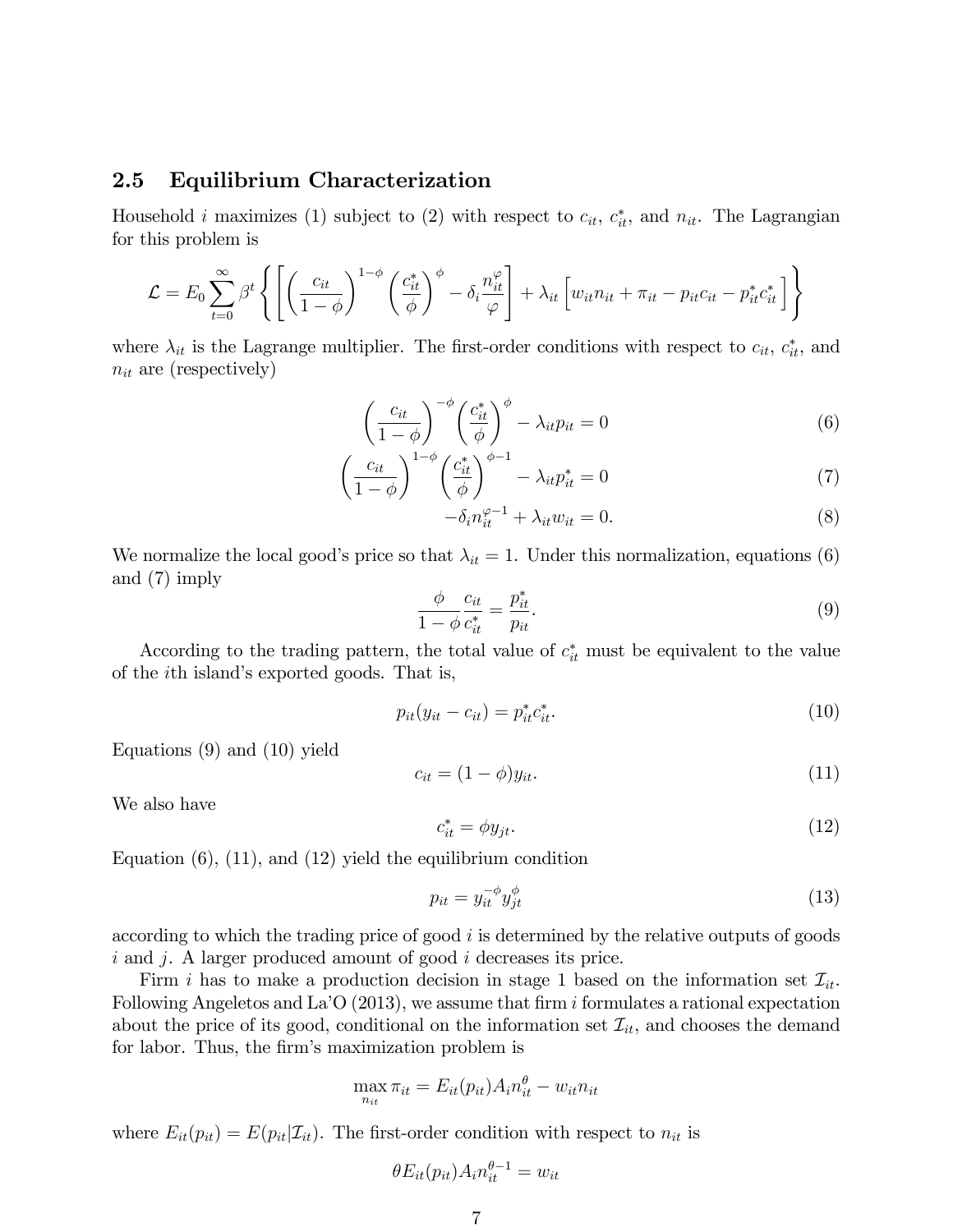### 2.5 Equilibrium Characterization

Household $i$ maximizes (1) subject to (2) with respect to $c_{it}$, $c^*_{it}$, and $n_{it}$. The Lagrangian for this problem is

$$\mathcal{L} = E_0 \sum_{t=0}^{\infty} \beta^t \left\{ \left[ \left( \frac{c_{it}}{1-\phi} \right)^{1-\phi} \left( \frac{c^*_{it}}{\phi} \right)^{\phi} - \delta_i \frac{n_{it}^{\varphi}}{\varphi} \right] + \lambda_{it} \left[ w_{it} n_{it} + \pi_{it} - p_{it} c_{it} - p^*_{it} c^*_{it} \right] \right\}$$

where $\lambda_{it}$ is the Lagrange multiplier. The first-order conditions with respect to $c_{it}$, $c^*_{it}$, and $n_{it}$ are (respectively)

$$\left( \frac{c_{it}}{1-\phi} \right)^{-\phi} \left( \frac{c^*_{it}}{\phi} \right)^{\phi} - \lambda_{it} p_{it} = 0 \tag{6}$$

$$\left( \frac{c_{it}}{1-\phi} \right)^{1-\phi} \left( \frac{c^*_{it}}{\phi} \right)^{\phi-1} - \lambda_{it} p^*_{it} = 0 \tag{7}$$

$$-\delta_i n_{it}^{\varphi-1} + \lambda_{it} w_{it} = 0. \tag{8}$$

We normalize the local good's price so that $\lambda_{it} = 1$. Under this normalization, equations (6) and (7) imply

$$\frac{\phi}{1-\phi} \frac{c_{it}}{c^*_{it}} = \frac{p^*_{it}}{p_{it}}. \tag{9}$$

According to the trading pattern, the total value of $c^*_{it}$ must be equivalent to the value of the $i$th island's exported goods. That is,

$$p_{it}(y_{it} - c_{it}) = p^*_{it} c^*_{it}. \tag{10}$$

Equations (9) and (10) yield

$$c_{it} = (1-\phi) y_{it}. \tag{11}$$

We also have

$$c^*_{it} = \phi y_{jt}. \tag{12}$$

Equation (6), (11), and (12) yield the equilibrium condition

$$p_{it} = y_{it}^{-\phi} y_{jt}^{\phi} \tag{13}$$

according to which the trading price of good $i$ is determined by the relative outputs of goods $i$ and $j$. A larger produced amount of good $i$ decreases its price.

Firm $i$ has to make a production decision in stage 1 based on the information set $\mathcal{I}_{it}$. Following Angeletos and La'O (2013), we assume that firm $i$ formulates a rational expectation about the price of its good, conditional on the information set $\mathcal{I}_{it}$, and chooses the demand for labor. Thus, the firm's maximization problem is

$$\max_{n_{it}} \pi_{it} = E_{it}(p_{it}) A_i n_{it}^{\theta} - w_{it} n_{it}$$

where $E_{it}(p_{it}) = E(p_{it} | \mathcal{I}_{it})$. The first-order condition with respect to $n_{it}$ is

$$\theta E_{it}(p_{it}) A_i n_{it}^{\theta-1} = w_{it}$$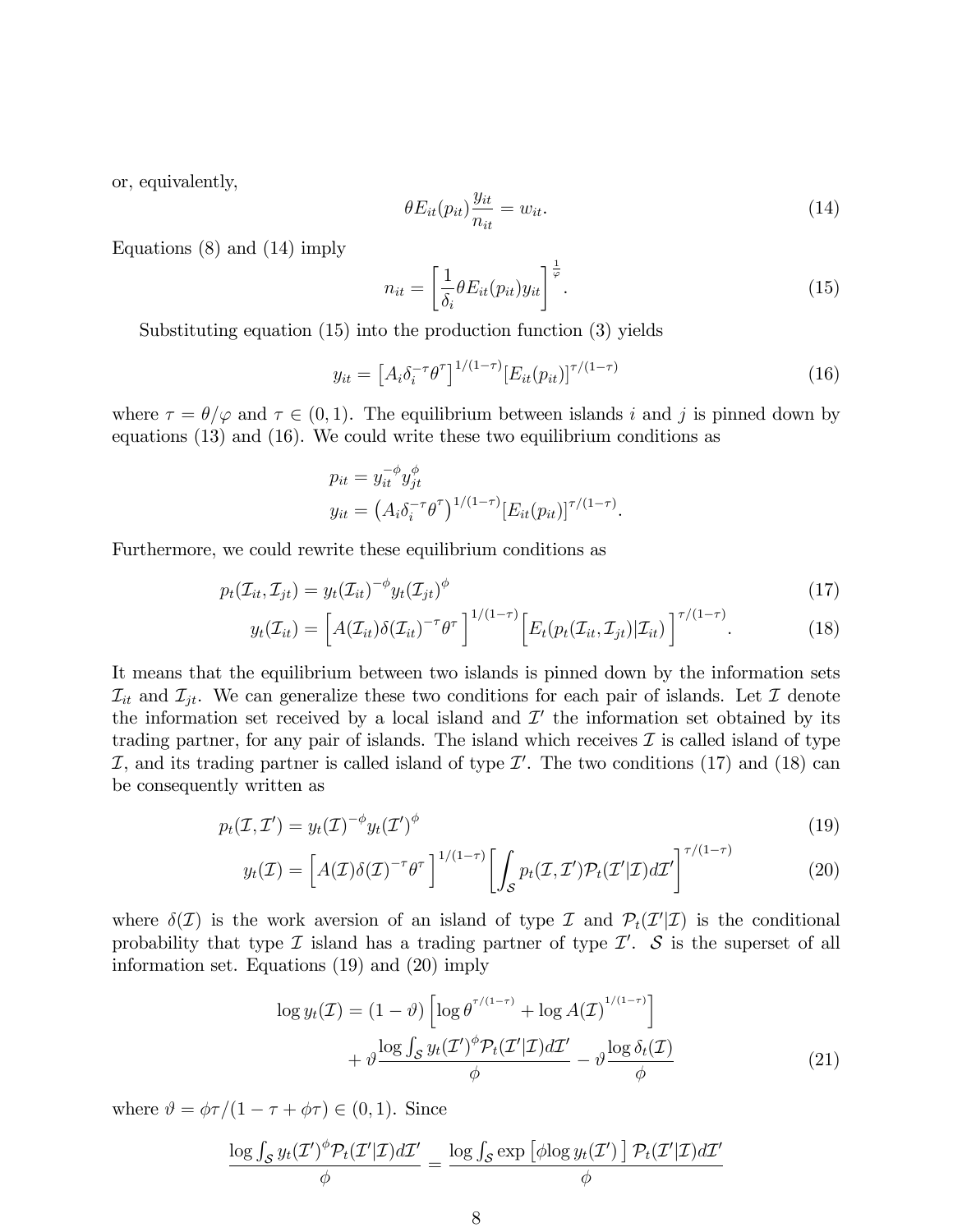or, equivalently,

$$\theta E_{it}(p_{it})\frac{y_{it}}{n_{it}} = w_{it}. \tag{14}$$

Equations (8) and (14) imply

$$n_{it} = \left[\frac{1}{\delta_i}\theta E_{it}(p_{it})y_{it}\right]^{\frac{1}{\varphi}}. \tag{15}$$

Substituting equation (15) into the production function (3) yields

$$y_{it} = \left[A_i\delta_i^{-\tau}\theta^{\tau}\right]^{1/(1-\tau)}[E_{it}(p_{it})]^{\tau/(1-\tau)} \tag{16}$$

where $\tau = \theta/\varphi$ and $\tau \in (0, 1)$. The equilibrium between islands $i$ and $j$ is pinned down by equations (13) and (16). We could write these two equilibrium conditions as

$$p_{it} = y_{it}^{-\phi}y_{jt}^{\phi}$$
$$y_{it} = \left(A_i\delta_i^{-\tau}\theta^{\tau}\right)^{1/(1-\tau)}[E_{it}(p_{it})]^{\tau/(1-\tau)}.$$

Furthermore, we could rewrite these equilibrium conditions as

$$p_t(\mathcal{I}_{it}, \mathcal{I}_{jt}) = y_t(\mathcal{I}_{it})^{-\phi}y_t(\mathcal{I}_{jt})^{\phi} \tag{17}$$

$$y_t(\mathcal{I}_{it}) = \Big[A(\mathcal{I}_{it})\delta(\mathcal{I}_{it})^{-\tau}\theta^{\tau}\Big]^{1/(1-\tau)}\Big[E_t(p_t(\mathcal{I}_{it}, \mathcal{I}_{jt})|\mathcal{I}_{it})\Big]^{\tau/(1-\tau)}. \tag{18}$$

It means that the equilibrium between two islands is pinned down by the information sets $\mathcal{I}_{it}$ and $\mathcal{I}_{jt}$. We can generalize these two conditions for each pair of islands. Let $\mathcal{I}$ denote the information set received by a local island and $\mathcal{I}'$ the information set obtained by its trading partner, for any pair of islands. The island which receives $\mathcal{I}$ is called island of type $\mathcal{I}$, and its trading partner is called island of type $\mathcal{I}'$. The two conditions (17) and (18) can be consequently written as

$$p_t(\mathcal{I}, \mathcal{I}') = y_t(\mathcal{I})^{-\phi}y_t(\mathcal{I}')^{\phi} \tag{19}$$

$$y_t(\mathcal{I}) = \Big[A(\mathcal{I})\delta(\mathcal{I})^{-\tau}\theta^{\tau}\Big]^{1/(1-\tau)}\left[\int_{\mathcal{S}} p_t(\mathcal{I}, \mathcal{I}')\mathcal{P}_t(\mathcal{I}'|\mathcal{I})d\mathcal{I}'\right]^{\tau/(1-\tau)} \tag{20}$$

where $\delta(\mathcal{I})$ is the work aversion of an island of type $\mathcal{I}$ and $\mathcal{P}_t(\mathcal{I}'|\mathcal{I})$ is the conditional probability that type $\mathcal{I}$ island has a trading partner of type $\mathcal{I}'$. $\mathcal{S}$ is the superset of all information set. Equations (19) and (20) imply

$$\log y_t(\mathcal{I}) = (1-\vartheta)\left[\log\theta^{\tau/(1-\tau)} + \log A(\mathcal{I})^{1/(1-\tau)}\right] + \vartheta\frac{\log\int_{\mathcal{S}} y_t(\mathcal{I}')^{\phi}\mathcal{P}_t(\mathcal{I}'|\mathcal{I})d\mathcal{I}'}{\phi} - \vartheta\frac{\log\delta_t(\mathcal{I})}{\phi} \tag{21}$$

where $\vartheta = \phi\tau/(1-\tau+\phi\tau) \in (0, 1)$. Since

$$\frac{\log\int_{\mathcal{S}} y_t(\mathcal{I}')^{\phi}\mathcal{P}_t(\mathcal{I}'|\mathcal{I})d\mathcal{I}'}{\phi} = \frac{\log\int_{\mathcal{S}}\exp\left[\phi\log y_t(\mathcal{I}')\right]\mathcal{P}_t(\mathcal{I}'|\mathcal{I})d\mathcal{I}'}{\phi}$$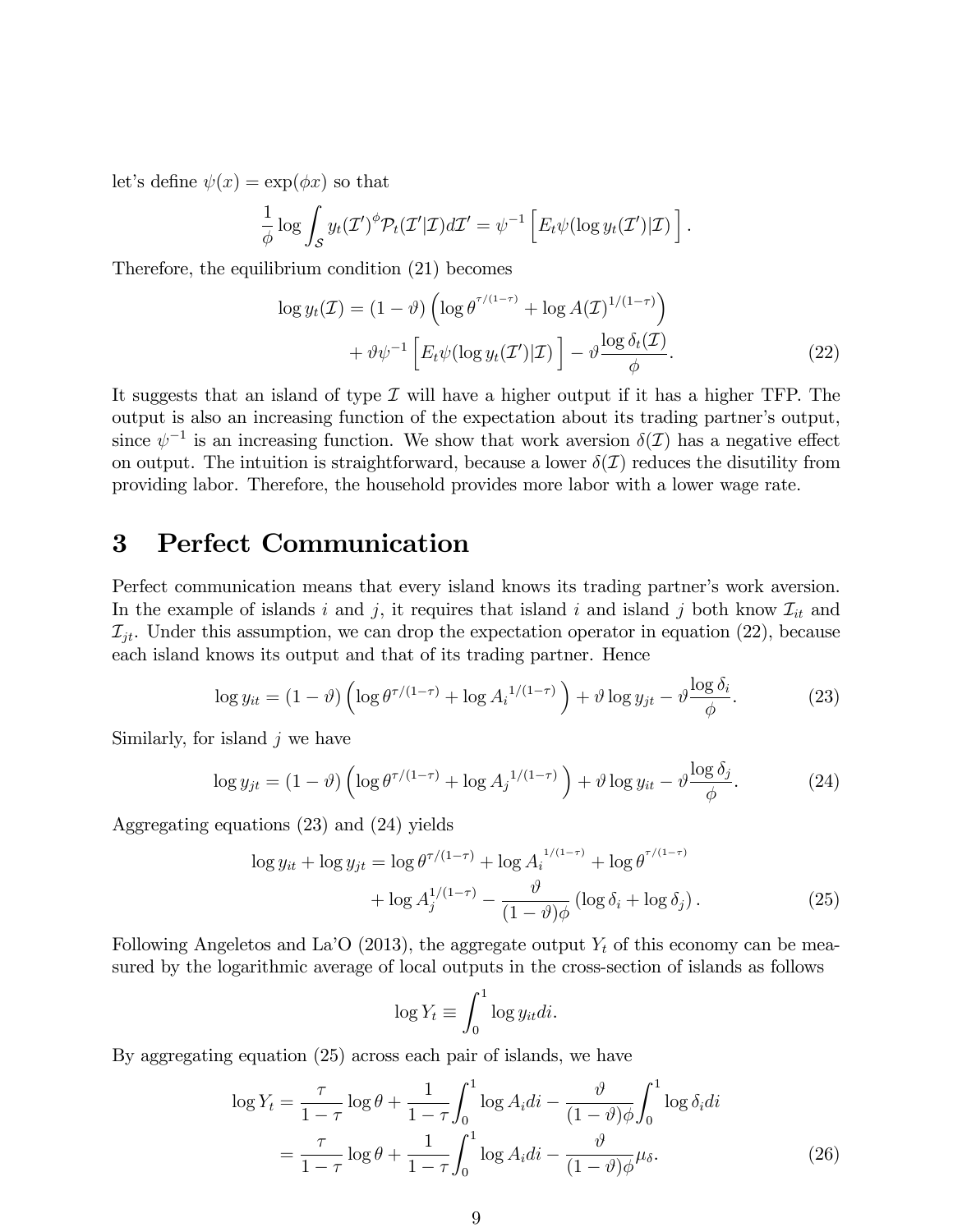let's define $\psi(x) = \exp(\phi x)$ so that

$$\frac{1}{\phi}\log\int_{\mathcal{S}} y_t(\mathcal{I}')^{\phi}\mathcal{P}_t(\mathcal{I}'|\mathcal{I})d\mathcal{I}' = \psi^{-1}\Big[E_t\psi(\log y_t(\mathcal{I}')|\mathcal{I})\Big].$$

Therefore, the equilibrium condition (21) becomes

$$\log y_t(\mathcal{I}) = (1-\vartheta)\left(\log\theta^{\tau/(1-\tau)} + \log A(\mathcal{I})^{1/(1-\tau)}\right) + \vartheta\psi^{-1}\Big[E_t\psi(\log y_t(\mathcal{I}')|\mathcal{I})\Big] - \vartheta\frac{\log\delta_t(\mathcal{I})}{\phi}. \tag{22}$$

It suggests that an island of type $\mathcal{I}$ will have a higher output if it has a higher TFP. The output is also an increasing function of the expectation about its trading partner's output, since $\psi^{-1}$ is an increasing function. We show that work aversion $\delta(\mathcal{I})$ has a negative effect on output. The intuition is straightforward, because a lower $\delta(\mathcal{I})$ reduces the disutility from providing labor. Therefore, the household provides more labor with a lower wage rate.

# 3 Perfect Communication

Perfect communication means that every island knows its trading partner's work aversion. In the example of islands $i$ and $j$, it requires that island $i$ and island $j$ both know $\mathcal{I}_{it}$ and $\mathcal{I}_{jt}$. Under this assumption, we can drop the expectation operator in equation (22), because each island knows its output and that of its trading partner. Hence

$$\log y_{it} = (1-\vartheta)\left(\log\theta^{\tau/(1-\tau)} + \log {A_i}^{1/(1-\tau)}\right) + \vartheta\log y_{jt} - \vartheta\frac{\log\delta_i}{\phi}. \tag{23}$$

Similarly, for island $j$ we have

$$\log y_{jt} = (1-\vartheta)\left(\log\theta^{\tau/(1-\tau)} + \log {A_j}^{1/(1-\tau)}\right) + \vartheta\log y_{it} - \vartheta\frac{\log\delta_j}{\phi}. \tag{24}$$

Aggregating equations (23) and (24) yields

$$\log y_{it} + \log y_{jt} = \log\theta^{\tau/(1-\tau)} + \log {A_i}^{1/(1-\tau)} + \log\theta^{\tau/(1-\tau)} + \log A_j^{1/(1-\tau)} - \frac{\vartheta}{(1-\vartheta)\phi}\left(\log\delta_i + \log\delta_j\right). \tag{25}$$

Following Angeletos and La'O (2013), the aggregate output $Y_t$ of this economy can be measured by the logarithmic average of local outputs in the cross-section of islands as follows

$$\log Y_t \equiv \int_0^1 \log y_{it} di.$$

By aggregating equation (25) across each pair of islands, we have

$$\begin{aligned}\log Y_t &= \frac{\tau}{1-\tau}\log\theta + \frac{1}{1-\tau}\int_0^1\log A_i di - \frac{\vartheta}{(1-\vartheta)\phi}\int_0^1\log\delta_i di \\ &= \frac{\tau}{1-\tau}\log\theta + \frac{1}{1-\tau}\int_0^1\log A_i di - \frac{\vartheta}{(1-\vartheta)\phi}\mu_\delta.\end{aligned} \tag{26}$$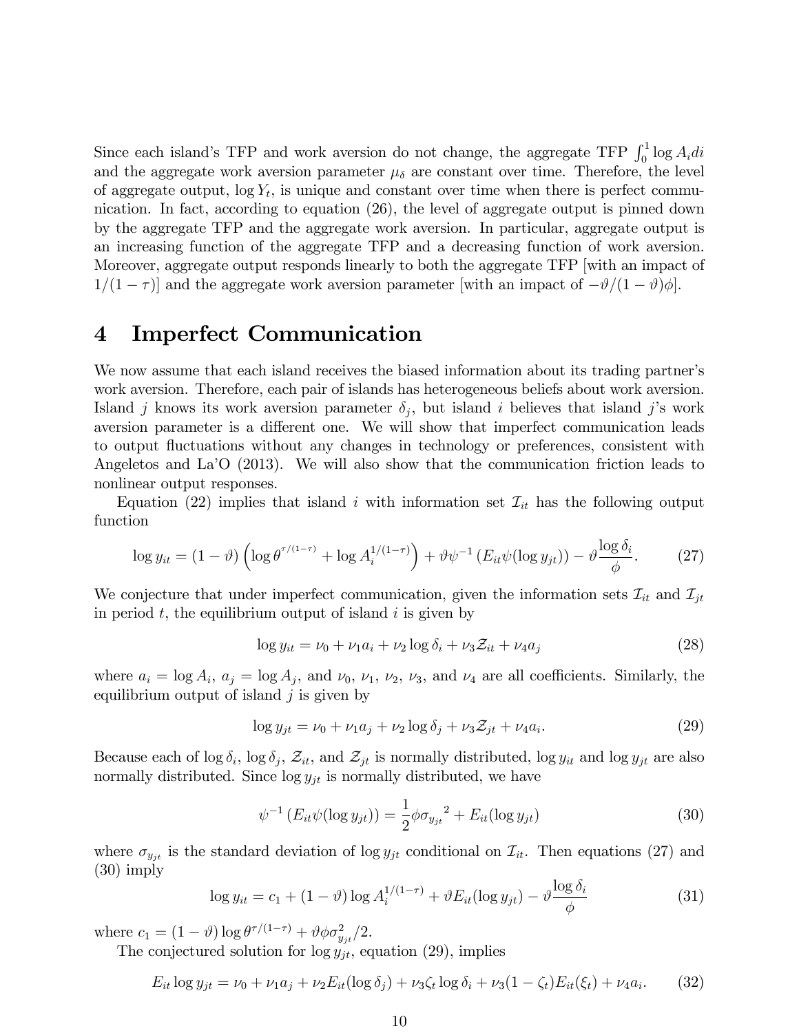Since each island's TFP and work aversion do not change, the aggregate TFP $\int_0^1 \log A_i di$ and the aggregate work aversion parameter $\mu_\delta$ are constant over time. Therefore, the level of aggregate output, $\log Y_t$, is unique and constant over time when there is perfect communication. In fact, according to equation (26), the level of aggregate output is pinned down by the aggregate TFP and the aggregate work aversion. In particular, aggregate output is an increasing function of the aggregate TFP and a decreasing function of work aversion. Moreover, aggregate output responds linearly to both the aggregate TFP [with an impact of $1/(1-\tau)$] and the aggregate work aversion parameter [with an impact of $-\vartheta/(1-\vartheta)\phi$].

# 4 Imperfect Communication

We now assume that each island receives the biased information about its trading partner's work aversion. Therefore, each pair of islands has heterogeneous beliefs about work aversion. Island $j$ knows its work aversion parameter $\delta_j$, but island $i$ believes that island $j$'s work aversion parameter is a different one. We will show that imperfect communication leads to output fluctuations without any changes in technology or preferences, consistent with Angeletos and La'O (2013). We will also show that the communication friction leads to nonlinear output responses.

Equation (22) implies that island $i$ with information set $\mathcal{I}_{it}$ has the following output function

$$\log y_{it} = (1-\vartheta)\left(\log \theta^{\tau/(1-\tau)} + \log A_i^{1/(1-\tau)}\right) + \vartheta \psi^{-1}\left(E_{it}\psi(\log y_{jt})\right) - \vartheta \frac{\log \delta_i}{\phi}. \tag{27}$$

We conjecture that under imperfect communication, given the information sets $\mathcal{I}_{it}$ and $\mathcal{I}_{jt}$ in period $t$, the equilibrium output of island $i$ is given by

$$\log y_{it} = \nu_0 + \nu_1 a_i + \nu_2 \log \delta_i + \nu_3 \mathcal{Z}_{it} + \nu_4 a_j \tag{28}$$

where $a_i = \log A_i$, $a_j = \log A_j$, and $\nu_0$, $\nu_1$, $\nu_2$, $\nu_3$, and $\nu_4$ are all coefficients. Similarly, the equilibrium output of island $j$ is given by

$$\log y_{jt} = \nu_0 + \nu_1 a_j + \nu_2 \log \delta_j + \nu_3 \mathcal{Z}_{jt} + \nu_4 a_i. \tag{29}$$

Because each of $\log \delta_i$, $\log \delta_j$, $\mathcal{Z}_{it}$, and $\mathcal{Z}_{jt}$ is normally distributed, $\log y_{it}$ and $\log y_{jt}$ are also normally distributed. Since $\log y_{jt}$ is normally distributed, we have

$$\psi^{-1}\left(E_{it}\psi(\log y_{jt})\right) = \frac{1}{2}\phi {\sigma_{y_{jt}}}^2 + E_{it}(\log y_{jt}) \tag{30}$$

where $\sigma_{y_{jt}}$ is the standard deviation of $\log y_{jt}$ conditional on $\mathcal{I}_{it}$. Then equations (27) and (30) imply

$$\log y_{it} = c_1 + (1-\vartheta)\log A_i^{1/(1-\tau)} + \vartheta E_{it}(\log y_{jt}) - \vartheta \frac{\log \delta_i}{\phi} \tag{31}$$

where $c_1 = (1-\vartheta)\log \theta^{\tau/(1-\tau)} + \vartheta \phi \sigma_{y_{jt}}^2/2$.

The conjectured solution for $\log y_{jt}$, equation (29), implies

$$E_{it} \log y_{jt} = \nu_0 + \nu_1 a_j + \nu_2 E_{it}(\log \delta_j) + \nu_3 \zeta_t \log \delta_i + \nu_3 (1-\zeta_t) E_{it}(\xi_t) + \nu_4 a_i. \tag{32}$$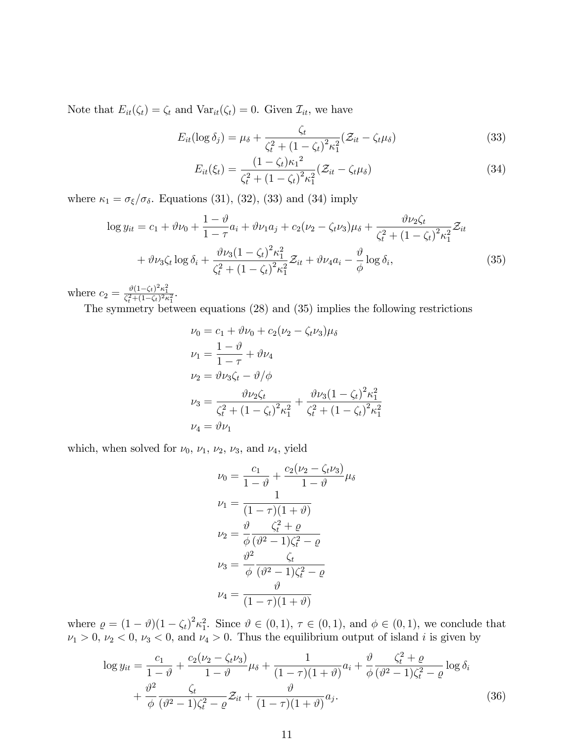Note that $E_{it}(\zeta_t) = \zeta_t$ and $\text{Var}_{it}(\zeta_t) = 0$. Given $\mathcal{I}_{it}$, we have

$$E_{it}(\log \delta_j) = \mu_\delta + \frac{\zeta_t}{\zeta_t^2 + (1-\zeta_t)^2 \kappa_1^2}(\mathcal{Z}_{it} - \zeta_t \mu_\delta) \tag{33}$$

$$E_{it}(\xi_t) = \frac{(1-\zeta_t){\kappa_1}^2}{\zeta_t^2 + (1-\zeta_t)^2 \kappa_1^2}(\mathcal{Z}_{it} - \zeta_t \mu_\delta) \tag{34}$$

where $\kappa_1 = \sigma_\xi / \sigma_\delta$. Equations (31), (32), (33) and (34) imply

$$\log y_{it} = c_1 + \vartheta \nu_0 + \frac{1-\vartheta}{1-\tau} a_i + \vartheta \nu_1 a_j + c_2(\nu_2 - \zeta_t \nu_3)\mu_\delta + \frac{\vartheta \nu_2 \zeta_t}{\zeta_t^2 + (1-\zeta_t)^2 \kappa_1^2}\mathcal{Z}_{it}$$
$$+ \vartheta \nu_3 \zeta_t \log \delta_i + \frac{\vartheta \nu_3 (1-\zeta_t)^2 \kappa_1^2}{\zeta_t^2 + (1-\zeta_t)^2 \kappa_1^2}\mathcal{Z}_{it} + \vartheta \nu_4 a_i - \frac{\vartheta}{\phi}\log \delta_i, \tag{35}$$

where $c_2 = \frac{\vartheta(1-\zeta_t)^2 \kappa_1^2}{\zeta_t^2 + (1-\zeta_t)^2 \kappa_1^2}$.

The symmetry between equations (28) and (35) implies the following restrictions

$$\nu_0 = c_1 + \vartheta \nu_0 + c_2(\nu_2 - \zeta_t \nu_3)\mu_\delta$$
$$\nu_1 = \frac{1-\vartheta}{1-\tau} + \vartheta \nu_4$$
$$\nu_2 = \vartheta \nu_3 \zeta_t - \vartheta / \phi$$
$$\nu_3 = \frac{\vartheta \nu_2 \zeta_t}{\zeta_t^2 + (1-\zeta_t)^2 \kappa_1^2} + \frac{\vartheta \nu_3 (1-\zeta_t)^2 \kappa_1^2}{\zeta_t^2 + (1-\zeta_t)^2 \kappa_1^2}$$
$$\nu_4 = \vartheta \nu_1$$

which, when solved for $\nu_0$, $\nu_1$, $\nu_2$, $\nu_3$, and $\nu_4$, yield

$$\nu_0 = \frac{c_1}{1-\vartheta} + \frac{c_2(\nu_2 - \zeta_t \nu_3)}{1-\vartheta}\mu_\delta$$
$$\nu_1 = \frac{1}{(1-\tau)(1+\vartheta)}$$
$$\nu_2 = \frac{\vartheta}{\phi}\frac{\zeta_t^2 + \varrho}{(\vartheta^2 - 1)\zeta_t^2 - \varrho}$$
$$\nu_3 = \frac{\vartheta^2}{\phi}\frac{\zeta_t}{(\vartheta^2 - 1)\zeta_t^2 - \varrho}$$
$$\nu_4 = \frac{\vartheta}{(1-\tau)(1+\vartheta)}$$

where $\varrho = (1-\vartheta)(1-\zeta_t)^2 \kappa_1^2$. Since $\vartheta \in (0,1)$, $\tau \in (0,1)$, and $\phi \in (0,1)$, we conclude that $\nu_1 > 0$, $\nu_2 < 0$, $\nu_3 < 0$, and $\nu_4 > 0$. Thus the equilibrium output of island $i$ is given by

$$\log y_{it} = \frac{c_1}{1-\vartheta} + \frac{c_2(\nu_2 - \zeta_t \nu_3)}{1-\vartheta}\mu_\delta + \frac{1}{(1-\tau)(1+\vartheta)}a_i + \frac{\vartheta}{\phi}\frac{\zeta_t^2 + \varrho}{(\vartheta^2 - 1)\zeta_t^2 - \varrho}\log \delta_i$$
$$+ \frac{\vartheta^2}{\phi}\frac{\zeta_t}{(\vartheta^2 - 1)\zeta_t^2 - \varrho}\mathcal{Z}_{it} + \frac{\vartheta}{(1-\tau)(1+\vartheta)}a_j. \tag{36}$$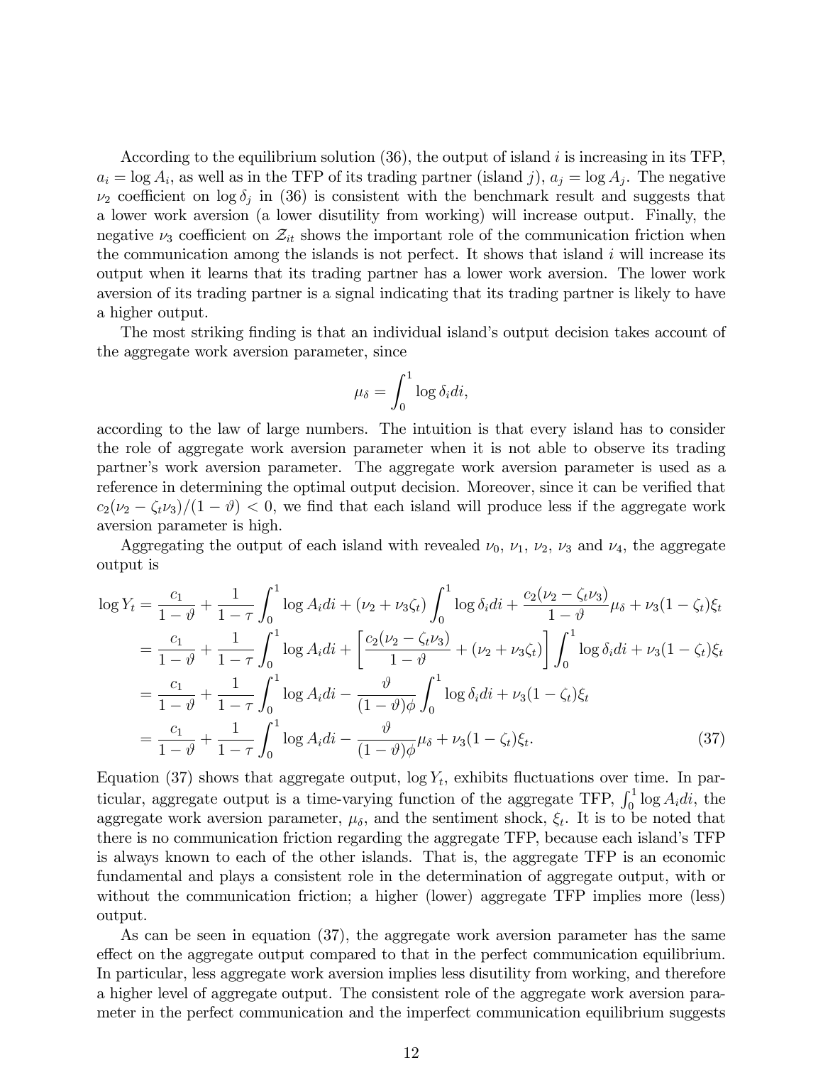According to the equilibrium solution (36), the output of island $i$ is increasing in its TFP, $a_i = \log A_i$, as well as in the TFP of its trading partner (island $j$), $a_j = \log A_j$. The negative $\nu_2$ coefficient on $\log \delta_j$ in (36) is consistent with the benchmark result and suggests that a lower work aversion (a lower disutility from working) will increase output. Finally, the negative $\nu_3$ coefficient on $\mathcal{Z}_{it}$ shows the important role of the communication friction when the communication among the islands is not perfect. It shows that island $i$ will increase its output when it learns that its trading partner has a lower work aversion. The lower work aversion of its trading partner is a signal indicating that its trading partner is likely to have a higher output.

The most striking finding is that an individual island's output decision takes account of the aggregate work aversion parameter, since

$$\mu_\delta = \int_0^1 \log \delta_i di,$$

according to the law of large numbers. The intuition is that every island has to consider the role of aggregate work aversion parameter when it is not able to observe its trading partner's work aversion parameter. The aggregate work aversion parameter is used as a reference in determining the optimal output decision. Moreover, since it can be verified that $c_2(\nu_2 - \zeta_t \nu_3)/(1-\vartheta) < 0$, we find that each island will produce less if the aggregate work aversion parameter is high.

Aggregating the output of each island with revealed $\nu_0$, $\nu_1$, $\nu_2$, $\nu_3$ and $\nu_4$, the aggregate output is

$$\begin{aligned}
\log Y_t &= \frac{c_1}{1-\vartheta} + \frac{1}{1-\tau}\int_0^1 \log A_i di + (\nu_2 + \nu_3 \zeta_t) \int_0^1 \log \delta_i di + \frac{c_2(\nu_2 - \zeta_t \nu_3)}{1-\vartheta}\mu_\delta + \nu_3(1-\zeta_t)\xi_t \\
&= \frac{c_1}{1-\vartheta} + \frac{1}{1-\tau}\int_0^1 \log A_i di + \left[\frac{c_2(\nu_2 - \zeta_t \nu_3)}{1-\vartheta} + (\nu_2 + \nu_3 \zeta_t)\right] \int_0^1 \log \delta_i di + \nu_3(1-\zeta_t)\xi_t \\
&= \frac{c_1}{1-\vartheta} + \frac{1}{1-\tau}\int_0^1 \log A_i di - \frac{\vartheta}{(1-\vartheta)\phi}\int_0^1 \log \delta_i di + \nu_3(1-\zeta_t)\xi_t \\
&= \frac{c_1}{1-\vartheta} + \frac{1}{1-\tau}\int_0^1 \log A_i di - \frac{\vartheta}{(1-\vartheta)\phi}\mu_\delta + \nu_3(1-\zeta_t)\xi_t. \qquad (37)
\end{aligned}$$

Equation (37) shows that aggregate output, $\log Y_t$, exhibits fluctuations over time. In particular, aggregate output is a time-varying function of the aggregate TFP, $\int_0^1 \log A_i di$, the aggregate work aversion parameter, $\mu_\delta$, and the sentiment shock, $\xi_t$. It is to be noted that there is no communication friction regarding the aggregate TFP, because each island's TFP is always known to each of the other islands. That is, the aggregate TFP is an economic fundamental and plays a consistent role in the determination of aggregate output, with or without the communication friction; a higher (lower) aggregate TFP implies more (less) output.

As can be seen in equation (37), the aggregate work aversion parameter has the same effect on the aggregate output compared to that in the perfect communication equilibrium. In particular, less aggregate work aversion implies less disutility from working, and therefore a higher level of aggregate output. The consistent role of the aggregate work aversion parameter in the perfect communication and the imperfect communication equilibrium suggests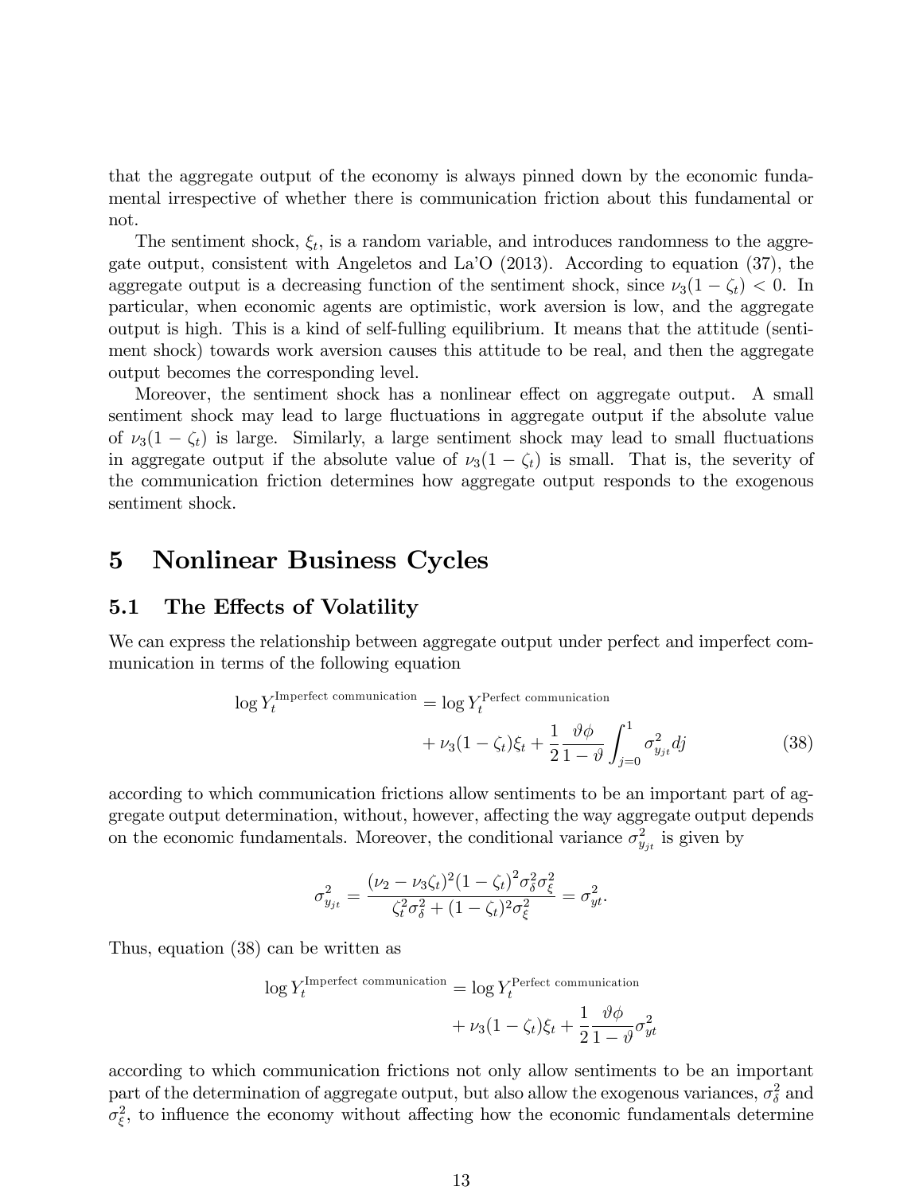that the aggregate output of the economy is always pinned down by the economic fundamental irrespective of whether there is communication friction about this fundamental or not.

The sentiment shock, $\xi_t$, is a random variable, and introduces randomness to the aggregate output, consistent with Angeletos and La'O (2013). According to equation (37), the aggregate output is a decreasing function of the sentiment shock, since $\nu_3(1-\zeta_t) < 0$. In particular, when economic agents are optimistic, work aversion is low, and the aggregate output is high. This is a kind of self-fulling equilibrium. It means that the attitude (sentiment shock) towards work aversion causes this attitude to be real, and then the aggregate output becomes the corresponding level.

Moreover, the sentiment shock has a nonlinear effect on aggregate output. A small sentiment shock may lead to large fluctuations in aggregate output if the absolute value of $\nu_3(1-\zeta_t)$ is large. Similarly, a large sentiment shock may lead to small fluctuations in aggregate output if the absolute value of $\nu_3(1-\zeta_t)$ is small. That is, the severity of the communication friction determines how aggregate output responds to the exogenous sentiment shock.

# 5 Nonlinear Business Cycles

## 5.1 The Effects of Volatility

We can express the relationship between aggregate output under perfect and imperfect communication in terms of the following equation

$$\log Y_t^{\text{Imperfect communication}} = \log Y_t^{\text{Perfect communication}} + \nu_3(1-\zeta_t)\xi_t + \frac{1}{2}\frac{\vartheta\phi}{1-\vartheta}\int_{j=0}^{1}\sigma_{y_{jt}}^2 dj \tag{38}$$

according to which communication frictions allow sentiments to be an important part of aggregate output determination, without, however, affecting the way aggregate output depends on the economic fundamentals. Moreover, the conditional variance $\sigma_{y_{jt}}^2$ is given by

$$\sigma_{y_{jt}}^2 = \frac{(\nu_2 - \nu_3\zeta_t)^2(1-\zeta_t)^2\sigma_\delta^2\sigma_\xi^2}{\zeta_t^2\sigma_\delta^2 + (1-\zeta_t)^2\sigma_\xi^2} = \sigma_{yt}^2.$$

Thus, equation (38) can be written as

$$\log Y_t^{\text{Imperfect communication}} = \log Y_t^{\text{Perfect communication}} + \nu_3(1-\zeta_t)\xi_t + \frac{1}{2}\frac{\vartheta\phi}{1-\vartheta}\sigma_{yt}^2$$

according to which communication frictions not only allow sentiments to be an important part of the determination of aggregate output, but also allow the exogenous variances, $\sigma_\delta^2$ and $\sigma_\xi^2$, to influence the economy without affecting how the economic fundamentals determine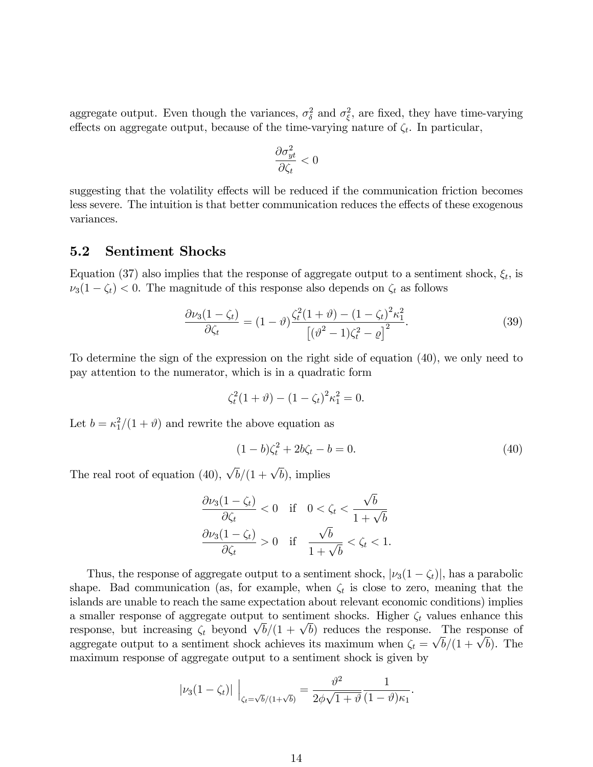aggregate output. Even though the variances, $\sigma_\delta^2$ and $\sigma_\xi^2$, are fixed, they have time-varying effects on aggregate output, because of the time-varying nature of $\zeta_t$. In particular,

$$\frac{\partial \sigma_{yt}^2}{\partial \zeta_t} < 0$$

suggesting that the volatility effects will be reduced if the communication friction becomes less severe. The intuition is that better communication reduces the effects of these exogenous variances.

## 5.2 Sentiment Shocks

Equation (37) also implies that the response of aggregate output to a sentiment shock, $\xi_t$, is $\nu_3(1-\zeta_t) < 0$. The magnitude of this response also depends on $\zeta_t$ as follows

$$\frac{\partial \nu_3(1-\zeta_t)}{\partial \zeta_t} = (1-\vartheta)\frac{\zeta_t^2(1+\vartheta) - (1-\zeta_t)^2\kappa_1^2}{\left[(\vartheta^2-1)\zeta_t^2 - \varrho\right]^2}. \tag{39}$$

To determine the sign of the expression on the right side of equation (40), we only need to pay attention to the numerator, which is in a quadratic form

$$\zeta_t^2(1+\vartheta) - (1-\zeta_t)^2\kappa_1^2 = 0.$$

Let $b = \kappa_1^2/(1+\vartheta)$ and rewrite the above equation as

$$(1-b)\zeta_t^2 + 2b\zeta_t - b = 0. \tag{40}$$

The real root of equation (40), $\sqrt{b}/(1+\sqrt{b})$, implies

$$\frac{\partial \nu_3(1-\zeta_t)}{\partial \zeta_t} < 0 \quad \text{if} \quad 0 < \zeta_t < \frac{\sqrt{b}}{1+\sqrt{b}}$$
$$\frac{\partial \nu_3(1-\zeta_t)}{\partial \zeta_t} > 0 \quad \text{if} \quad \frac{\sqrt{b}}{1+\sqrt{b}} < \zeta_t < 1.$$

Thus, the response of aggregate output to a sentiment shock, $|\nu_3(1-\zeta_t)|$, has a parabolic shape. Bad communication (as, for example, when $\zeta_t$ is close to zero, meaning that the islands are unable to reach the same expectation about relevant economic conditions) implies a smaller response of aggregate output to sentiment shocks. Higher $\zeta_t$ values enhance this response, but increasing $\zeta_t$ beyond $\sqrt{b}/(1+\sqrt{b})$ reduces the response. The response of aggregate output to a sentiment shock achieves its maximum when $\zeta_t = \sqrt{b}/(1+\sqrt{b})$. The maximum response of aggregate output to a sentiment shock is given by

$$|\nu_3(1-\zeta_t)| \,\Big|_{\zeta_t=\sqrt{b}/(1+\sqrt{b})} = \frac{\vartheta^2}{2\phi\sqrt{1+\vartheta}}\frac{1}{(1-\vartheta)\kappa_1}.$$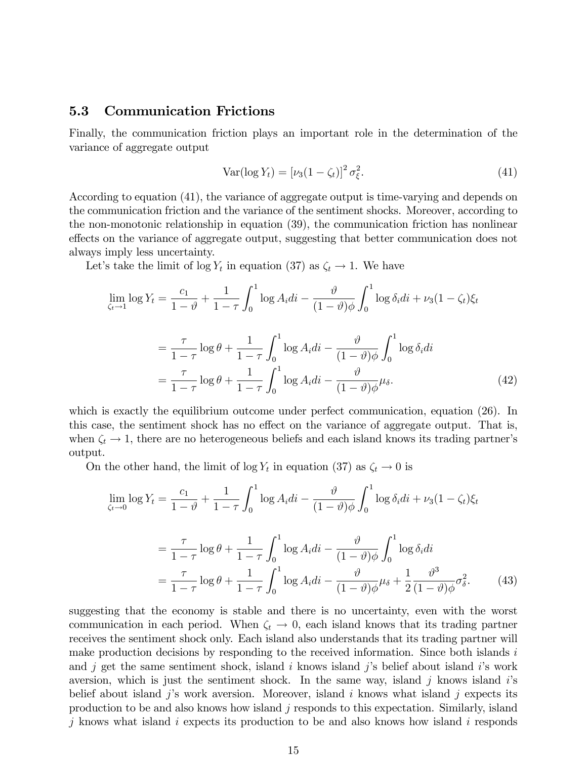### 5.3 Communication Frictions

Finally, the communication friction plays an important role in the determination of the variance of aggregate output

$$\text{Var}(\log Y_t) = \left[\nu_3(1-\zeta_t)\right]^2 \sigma_\xi^2. \tag{41}$$

According to equation (41), the variance of aggregate output is time-varying and depends on the communication friction and the variance of the sentiment shocks. Moreover, according to the non-monotonic relationship in equation (39), the communication friction has nonlinear effects on the variance of aggregate output, suggesting that better communication does not always imply less uncertainty.

Let's take the limit of $\log Y_t$ in equation (37) as $\zeta_t \to 1$. We have

$$\begin{aligned}
\lim_{\zeta_t \to 1} \log Y_t &= \frac{c_1}{1-\vartheta} + \frac{1}{1-\tau}\int_0^1 \log A_i di - \frac{\vartheta}{(1-\vartheta)\phi}\int_0^1 \log \delta_i di + \nu_3(1-\zeta_t)\xi_t \\
&= \frac{\tau}{1-\tau}\log\theta + \frac{1}{1-\tau}\int_0^1 \log A_i di - \frac{\vartheta}{(1-\vartheta)\phi}\int_0^1 \log \delta_i di \\
&= \frac{\tau}{1-\tau}\log\theta + \frac{1}{1-\tau}\int_0^1 \log A_i di - \frac{\vartheta}{(1-\vartheta)\phi}\mu_\delta.
\end{aligned} \tag{42}$$

which is exactly the equilibrium outcome under perfect communication, equation (26). In this case, the sentiment shock has no effect on the variance of aggregate output. That is, when $\zeta_t \to 1$, there are no heterogeneous beliefs and each island knows its trading partner's output.

On the other hand, the limit of $\log Y_t$ in equation (37) as $\zeta_t \to 0$ is

$$\begin{aligned}
\lim_{\zeta_t \to 0} \log Y_t &= \frac{c_1}{1-\vartheta} + \frac{1}{1-\tau}\int_0^1 \log A_i di - \frac{\vartheta}{(1-\vartheta)\phi}\int_0^1 \log \delta_i di + \nu_3(1-\zeta_t)\xi_t \\
&= \frac{\tau}{1-\tau}\log\theta + \frac{1}{1-\tau}\int_0^1 \log A_i di - \frac{\vartheta}{(1-\vartheta)\phi}\int_0^1 \log \delta_i di \\
&= \frac{\tau}{1-\tau}\log\theta + \frac{1}{1-\tau}\int_0^1 \log A_i di - \frac{\vartheta}{(1-\vartheta)\phi}\mu_\delta + \frac{1}{2}\frac{\vartheta^3}{(1-\vartheta)\phi}\sigma_\delta^2.
\end{aligned} \tag{43}$$

suggesting that the economy is stable and there is no uncertainty, even with the worst communication in each period. When $\zeta_t \to 0$, each island knows that its trading partner receives the sentiment shock only. Each island also understands that its trading partner will make production decisions by responding to the received information. Since both islands $i$ and $j$ get the same sentiment shock, island $i$ knows island $j$'s belief about island $i$'s work aversion, which is just the sentiment shock. In the same way, island $j$ knows island $i$'s belief about island $j$'s work aversion. Moreover, island $i$ knows what island $j$ expects its production to be and also knows how island $j$ responds to this expectation. Similarly, island $j$ knows what island $i$ expects its production to be and also knows how island $i$ responds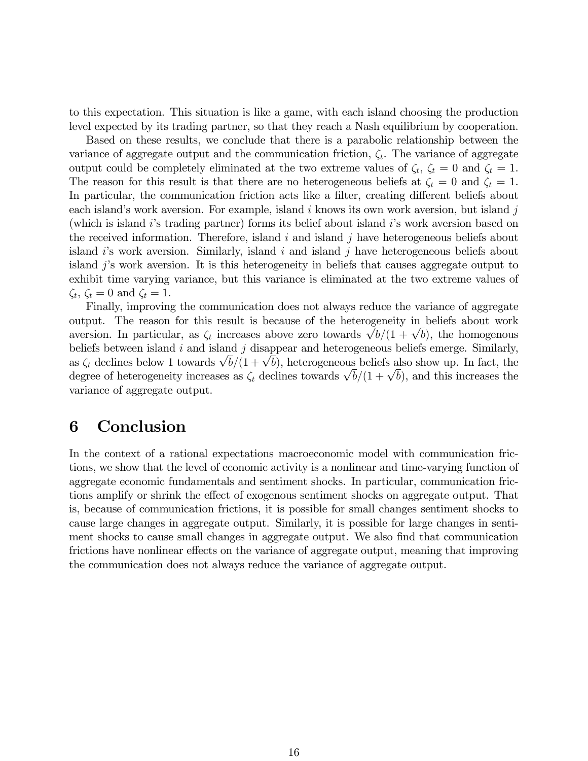to this expectation. This situation is like a game, with each island choosing the production level expected by its trading partner, so that they reach a Nash equilibrium by cooperation.

Based on these results, we conclude that there is a parabolic relationship between the variance of aggregate output and the communication friction, $\zeta_t$. The variance of aggregate output could be completely eliminated at the two extreme values of $\zeta_t$, $\zeta_t = 0$ and $\zeta_t = 1$. The reason for this result is that there are no heterogeneous beliefs at $\zeta_t = 0$ and $\zeta_t = 1$. In particular, the communication friction acts like a filter, creating different beliefs about each island's work aversion. For example, island $i$ knows its own work aversion, but island $j$ (which is island $i$'s trading partner) forms its belief about island $i$'s work aversion based on the received information. Therefore, island $i$ and island $j$ have heterogeneous beliefs about island $i$'s work aversion. Similarly, island $i$ and island $j$ have heterogeneous beliefs about island $j$'s work aversion. It is this heterogeneity in beliefs that causes aggregate output to exhibit time varying variance, but this variance is eliminated at the two extreme values of $\zeta_t$, $\zeta_t = 0$ and $\zeta_t = 1$.

Finally, improving the communication does not always reduce the variance of aggregate output. The reason for this result is because of the heterogeneity in beliefs about work aversion. In particular, as $\zeta_t$ increases above zero towards $\sqrt{b}/(1+\sqrt{b})$, the homogenous beliefs between island $i$ and island $j$ disappear and heterogeneous beliefs emerge. Similarly, as $\zeta_t$ declines below 1 towards $\sqrt{b}/(1+\sqrt{b})$, heterogeneous beliefs also show up. In fact, the degree of heterogeneity increases as $\zeta_t$ declines towards $\sqrt{b}/(1+\sqrt{b})$, and this increases the variance of aggregate output.

# 6 Conclusion

In the context of a rational expectations macroeconomic model with communication frictions, we show that the level of economic activity is a nonlinear and time-varying function of aggregate economic fundamentals and sentiment shocks. In particular, communication frictions amplify or shrink the effect of exogenous sentiment shocks on aggregate output. That is, because of communication frictions, it is possible for small changes sentiment shocks to cause large changes in aggregate output. Similarly, it is possible for large changes in sentiment shocks to cause small changes in aggregate output. We also find that communication frictions have nonlinear effects on the variance of aggregate output, meaning that improving the communication does not always reduce the variance of aggregate output.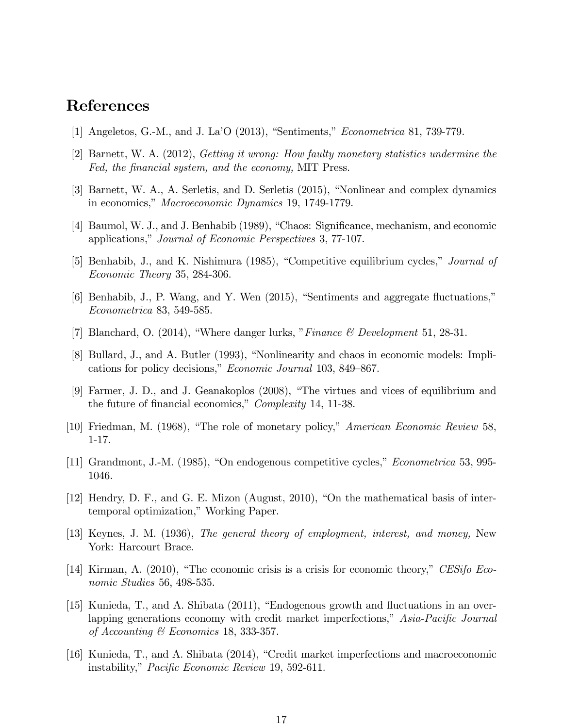## References

[1] Angeletos, G.-M., and J. La'O (2013), "Sentiments," *Econometrica* 81, 739-779.

[2] Barnett, W. A. (2012), *Getting it wrong: How faulty monetary statistics undermine the Fed, the financial system, and the economy,* MIT Press.

[3] Barnett, W. A., A. Serletis, and D. Serletis (2015), "Nonlinear and complex dynamics in economics," *Macroeconomic Dynamics* 19, 1749-1779.

[4] Baumol, W. J., and J. Benhabib (1989), "Chaos: Significance, mechanism, and economic applications," *Journal of Economic Perspectives* 3, 77-107.

[5] Benhabib, J., and K. Nishimura (1985), "Competitive equilibrium cycles," *Journal of Economic Theory* 35, 284-306.

[6] Benhabib, J., P. Wang, and Y. Wen (2015), "Sentiments and aggregate fluctuations," *Econometrica* 83, 549-585.

[7] Blanchard, O. (2014), "Where danger lurks, "*Finance & Development* 51, 28-31.

[8] Bullard, J., and A. Butler (1993), "Nonlinearity and chaos in economic models: Implications for policy decisions," *Economic Journal* 103, 849–867.

[9] Farmer, J. D., and J. Geanakoplos (2008), "The virtues and vices of equilibrium and the future of financial economics," *Complexity* 14, 11-38.

[10] Friedman, M. (1968), "The role of monetary policy," *American Economic Review* 58, 1-17.

[11] Grandmont, J.-M. (1985), "On endogenous competitive cycles," *Econometrica* 53, 995-1046.

[12] Hendry, D. F., and G. E. Mizon (August, 2010), "On the mathematical basis of intertemporal optimization," Working Paper.

[13] Keynes, J. M. (1936), *The general theory of employment, interest, and money,* New York: Harcourt Brace.

[14] Kirman, A. (2010), "The economic crisis is a crisis for economic theory," *CESifo Economic Studies* 56, 498-535.

[15] Kunieda, T., and A. Shibata (2011), "Endogenous growth and fluctuations in an overlapping generations economy with credit market imperfections," *Asia-Pacific Journal of Accounting & Economics* 18, 333-357.

[16] Kunieda, T., and A. Shibata (2014), "Credit market imperfections and macroeconomic instability," *Pacific Economic Review* 19, 592-611.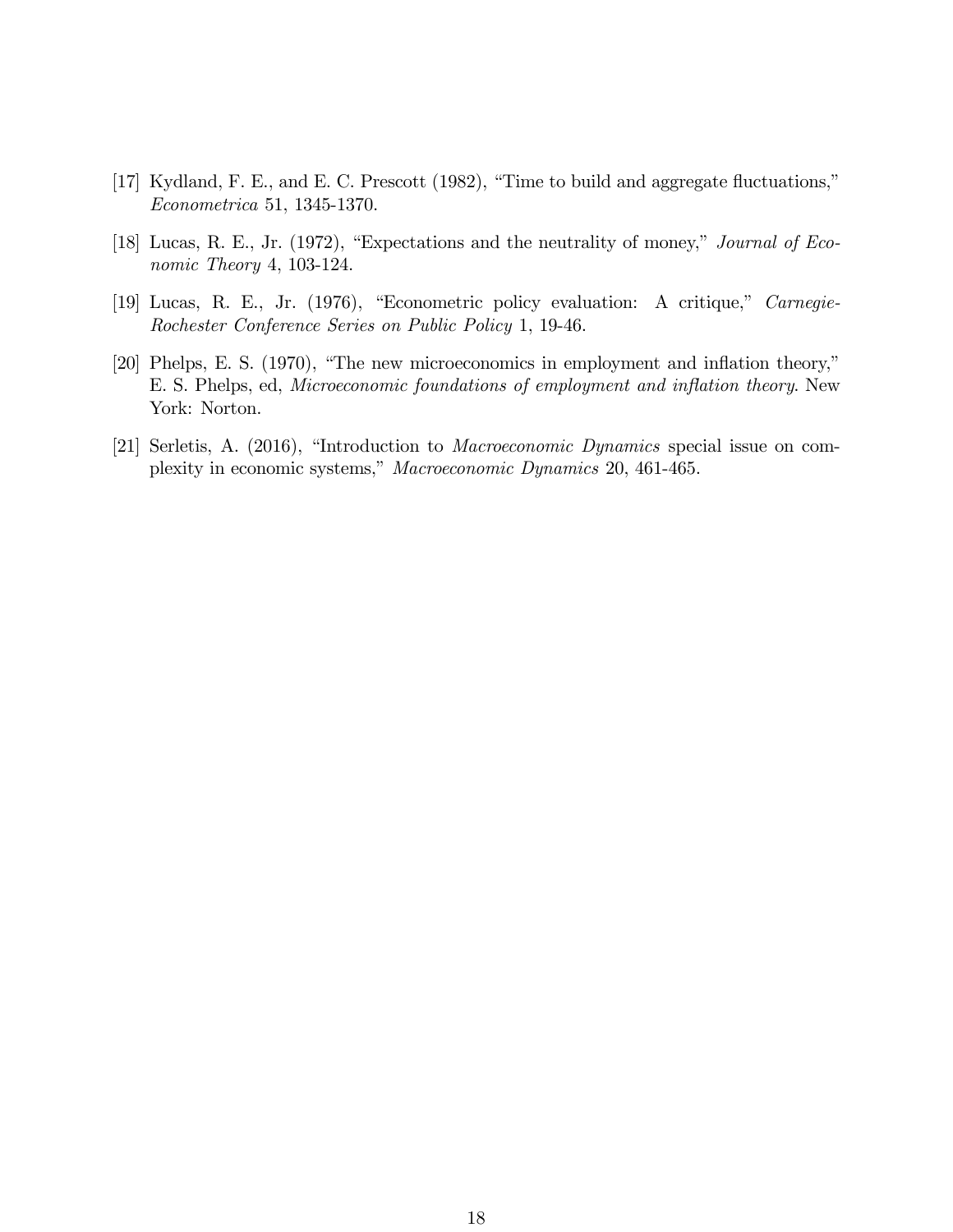[17] Kydland, F. E., and E. C. Prescott (1982), "Time to build and aggregate fluctuations," *Econometrica* 51, 1345-1370.

[18] Lucas, R. E., Jr. (1972), "Expectations and the neutrality of money," *Journal of Economic Theory* 4, 103-124.

[19] Lucas, R. E., Jr. (1976), "Econometric policy evaluation: A critique," *Carnegie-Rochester Conference Series on Public Policy* 1, 19-46.

[20] Phelps, E. S. (1970), "The new microeconomics in employment and inflation theory," E. S. Phelps, ed, *Microeconomic foundations of employment and inflation theory*. New York: Norton.

[21] Serletis, A. (2016), "Introduction to *Macroeconomic Dynamics* special issue on complexity in economic systems," *Macroeconomic Dynamics* 20, 461-465.